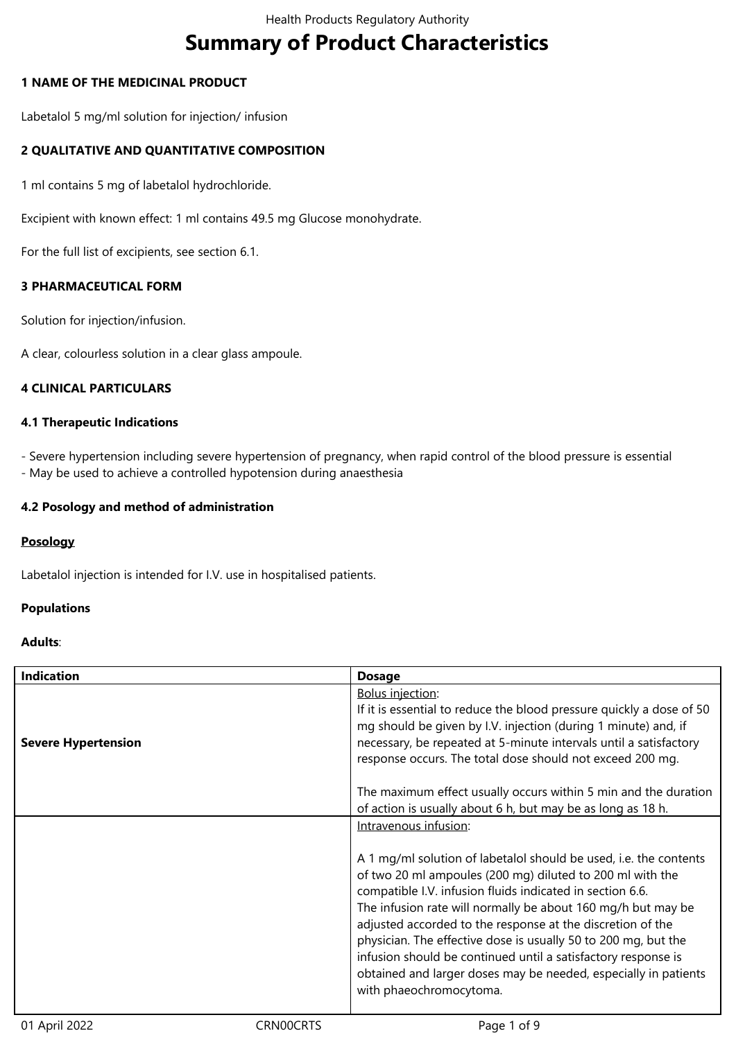# Summary of Product Characteristics

**1 NAME OF THE MEDICINAL PRODUCT**

Labetalol 5 mg/ml solution for injection/ infusion

**2 QUALITATIVE AND QUANTITATIVE COMPOSITION**

1 ml contains 5 mg of labetalol hydrochloride.

Excipient with known effect: 1 ml contains 49.5 mg Glucose monohydrate.

For the full list of excipients, see section 6.1.

**3 PHARMACEUTICAL FORM**

Solution for injection/infusion.

A clear, colourless solution in a clear glass ampoule.

**4 CLINICAL PARTICULARS**

**4.1 Therapeutic Indications**

- Severe hypertension including severe hypertension of pregnancy, when rapid control of the blood pressure is essential
- May be used to achieve a controlled hypotension during anaesthesia

**4.2 Posology and method of administration**

**Posology**

Labetalol injection is intended for I.V. use in hospitalised patients.

**Populations**

**Adults**:

| Indication | Dosage |
|---|---|
| **Severe Hypertension** | Bolus injection:<br>If it is essential to reduce the blood pressure quickly a dose of 50 mg should be given by I.V. injection (during 1 minute) and, if necessary, be repeated at 5-minute intervals until a satisfactory response occurs. The total dose should not exceed 200 mg.<br><br>The maximum effect usually occurs within 5 min and the duration of action is usually about 6 h, but may be as long as 18 h. |
| | Intravenous infusion:<br><br>A 1 mg/ml solution of labetalol should be used, i.e. the contents of two 20 ml ampoules (200 mg) diluted to 200 ml with the compatible I.V. infusion fluids indicated in section 6.6.<br>The infusion rate will normally be about 160 mg/h but may be adjusted accorded to the response at the discretion of the physician. The effective dose is usually 50 to 200 mg, but the infusion should be continued until a satisfactory response is obtained and larger doses may be needed, especially in patients with phaeochromocytoma. |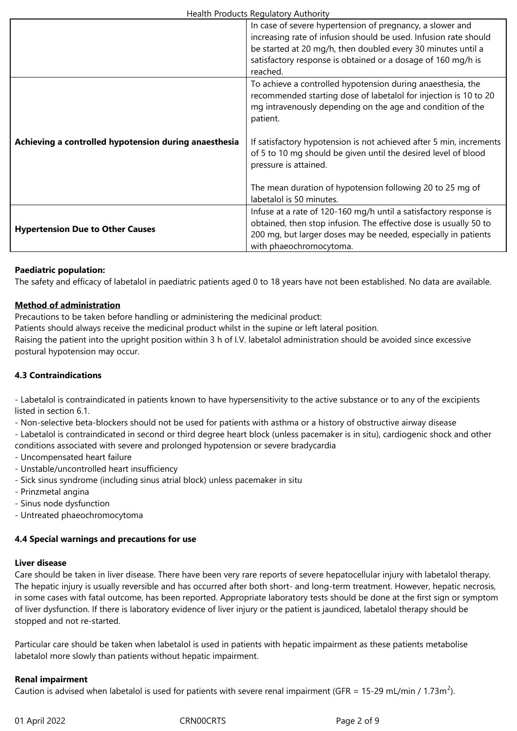| | |
|---|---|
| | In case of severe hypertension of pregnancy, a slower and increasing rate of infusion should be used. Infusion rate should be started at 20 mg/h, then doubled every 30 minutes until a satisfactory response is obtained or a dosage of 160 mg/h is reached. |
| **Achieving a controlled hypotension during anaesthesia** | To achieve a controlled hypotension during anaesthesia, the recommended starting dose of labetalol for injection is 10 to 20 mg intravenously depending on the age and condition of the patient.<br><br>If satisfactory hypotension is not achieved after 5 min, increments of 5 to 10 mg should be given until the desired level of blood pressure is attained.<br><br>The mean duration of hypotension following 20 to 25 mg of labetalol is 50 minutes. |
| **Hypertension Due to Other Causes** | Infuse at a rate of 120-160 mg/h until a satisfactory response is obtained, then stop infusion. The effective dose is usually 50 to 200 mg, but larger doses may be needed, especially in patients with phaeochromocytoma. |

**Paediatric population:**
The safety and efficacy of labetalol in paediatric patients aged 0 to 18 years have not been established. No data are available.

**Method of administration**
Precautions to be taken before handling or administering the medicinal product:
Patients should always receive the medicinal product whilst in the supine or left lateral position.
Raising the patient into the upright position within 3 h of I.V. labetalol administration should be avoided since excessive postural hypotension may occur.

### 4.3 Contraindications

- Labetalol is contraindicated in patients known to have hypersensitivity to the active substance or to any of the excipients listed in section 6.1.
- Non-selective beta-blockers should not be used for patients with asthma or a history of obstructive airway disease
- Labetalol is contraindicated in second or third degree heart block (unless pacemaker is in situ), cardiogenic shock and other conditions associated with severe and prolonged hypotension or severe bradycardia
- Uncompensated heart failure
- Unstable/uncontrolled heart insufficiency
- Sick sinus syndrome (including sinus atrial block) unless pacemaker in situ
- Prinzmetal angina
- Sinus node dysfunction
- Untreated phaeochromocytoma

### 4.4 Special warnings and precautions for use

**Liver disease**
Care should be taken in liver disease. There have been very rare reports of severe hepatocellular injury with labetalol therapy. The hepatic injury is usually reversible and has occurred after both short- and long-term treatment. However, hepatic necrosis, in some cases with fatal outcome, has been reported. Appropriate laboratory tests should be done at the first sign or symptom of liver dysfunction. If there is laboratory evidence of liver injury or the patient is jaundiced, labetalol therapy should be stopped and not re-started.

Particular care should be taken when labetalol is used in patients with hepatic impairment as these patients metabolise labetalol more slowly than patients without hepatic impairment.

**Renal impairment**
Caution is advised when labetalol is used for patients with severe renal impairment (GFR = 15-29 mL/min / 1.73$m^2$).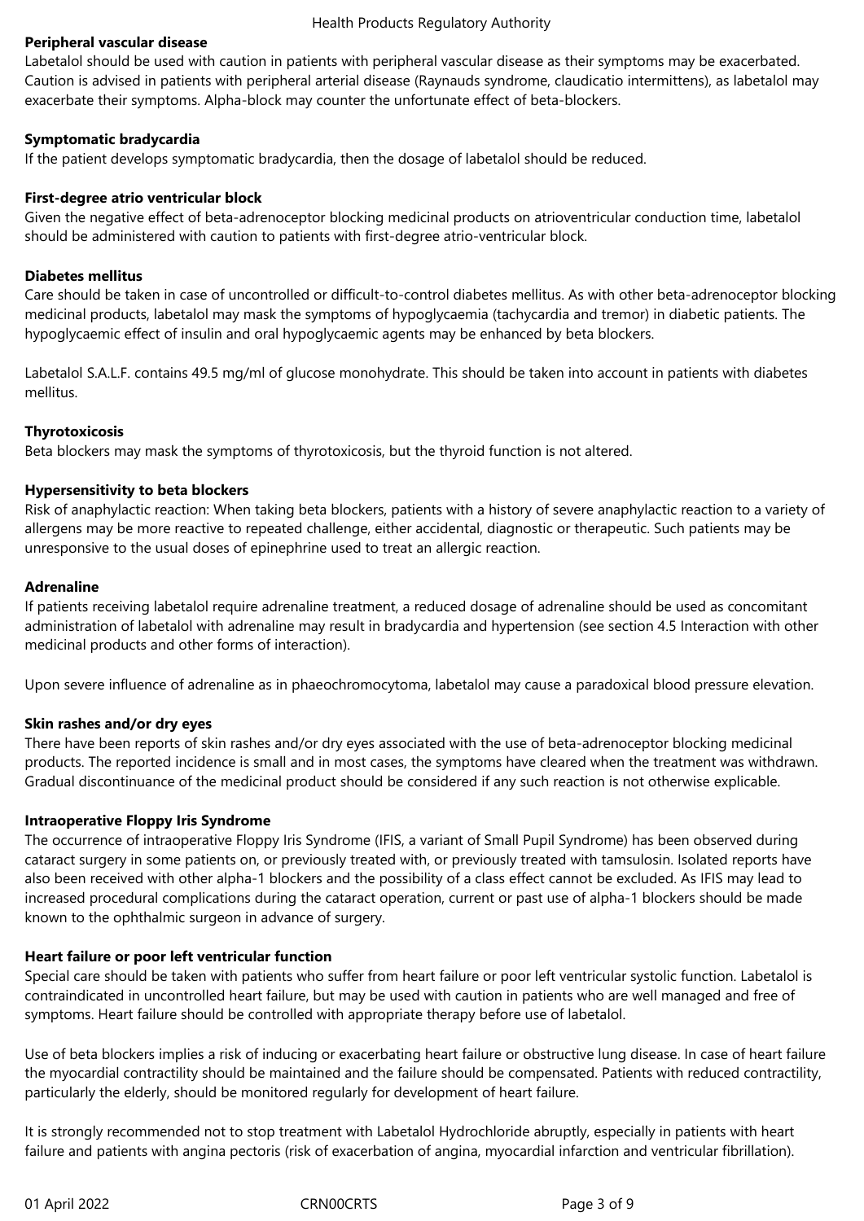**Peripheral vascular disease**

Labetalol should be used with caution in patients with peripheral vascular disease as their symptoms may be exacerbated. Caution is advised in patients with peripheral arterial disease (Raynauds syndrome, claudicatio intermittens), as labetalol may exacerbate their symptoms. Alpha-block may counter the unfortunate effect of beta-blockers.

**Symptomatic bradycardia**

If the patient develops symptomatic bradycardia, then the dosage of labetalol should be reduced.

**First-degree atrio ventricular block**

Given the negative effect of beta-adrenoceptor blocking medicinal products on atrioventricular conduction time, labetalol should be administered with caution to patients with first-degree atrio-ventricular block.

**Diabetes mellitus**

Care should be taken in case of uncontrolled or difficult-to-control diabetes mellitus. As with other beta-adrenoceptor blocking medicinal products, labetalol may mask the symptoms of hypoglycaemia (tachycardia and tremor) in diabetic patients. The hypoglycaemic effect of insulin and oral hypoglycaemic agents may be enhanced by beta blockers.

Labetalol S.A.L.F. contains 49.5 mg/ml of glucose monohydrate. This should be taken into account in patients with diabetes mellitus.

**Thyrotoxicosis**

Beta blockers may mask the symptoms of thyrotoxicosis, but the thyroid function is not altered.

**Hypersensitivity to beta blockers**

Risk of anaphylactic reaction: When taking beta blockers, patients with a history of severe anaphylactic reaction to a variety of allergens may be more reactive to repeated challenge, either accidental, diagnostic or therapeutic. Such patients may be unresponsive to the usual doses of epinephrine used to treat an allergic reaction.

**Adrenaline**

If patients receiving labetalol require adrenaline treatment, a reduced dosage of adrenaline should be used as concomitant administration of labetalol with adrenaline may result in bradycardia and hypertension (see section 4.5 Interaction with other medicinal products and other forms of interaction).

Upon severe influence of adrenaline as in phaeochromocytoma, labetalol may cause a paradoxical blood pressure elevation.

**Skin rashes and/or dry eyes**

There have been reports of skin rashes and/or dry eyes associated with the use of beta-adrenoceptor blocking medicinal products. The reported incidence is small and in most cases, the symptoms have cleared when the treatment was withdrawn. Gradual discontinuance of the medicinal product should be considered if any such reaction is not otherwise explicable.

**Intraoperative Floppy Iris Syndrome**

The occurrence of intraoperative Floppy Iris Syndrome (IFIS, a variant of Small Pupil Syndrome) has been observed during cataract surgery in some patients on, or previously treated with, or previously treated with tamsulosin. Isolated reports have also been received with other alpha-1 blockers and the possibility of a class effect cannot be excluded. As IFIS may lead to increased procedural complications during the cataract operation, current or past use of alpha-1 blockers should be made known to the ophthalmic surgeon in advance of surgery.

**Heart failure or poor left ventricular function**

Special care should be taken with patients who suffer from heart failure or poor left ventricular systolic function. Labetalol is contraindicated in uncontrolled heart failure, but may be used with caution in patients who are well managed and free of symptoms. Heart failure should be controlled with appropriate therapy before use of labetalol.

Use of beta blockers implies a risk of inducing or exacerbating heart failure or obstructive lung disease. In case of heart failure the myocardial contractility should be maintained and the failure should be compensated. Patients with reduced contractility, particularly the elderly, should be monitored regularly for development of heart failure.

It is strongly recommended not to stop treatment with Labetalol Hydrochloride abruptly, especially in patients with heart failure and patients with angina pectoris (risk of exacerbation of angina, myocardial infarction and ventricular fibrillation).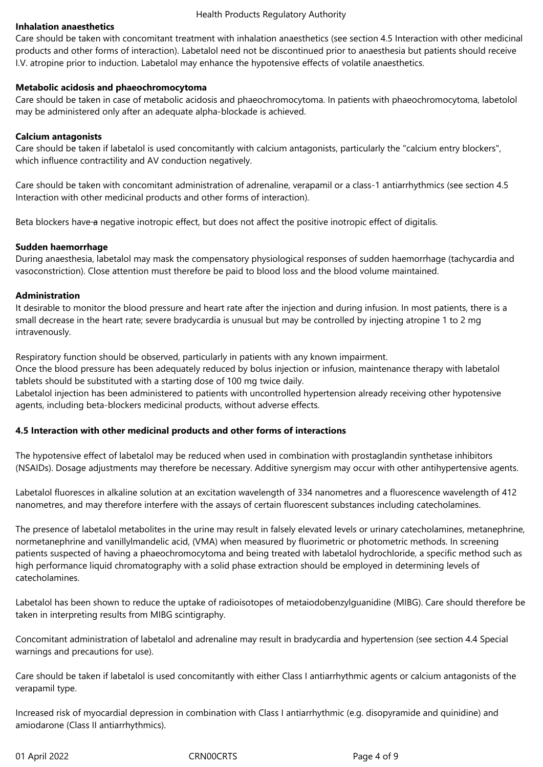**Inhalation anaesthetics**

Care should be taken with concomitant treatment with inhalation anaesthetics (see section 4.5 Interaction with other medicinal products and other forms of interaction). Labetalol need not be discontinued prior to anaesthesia but patients should receive I.V. atropine prior to induction. Labetalol may enhance the hypotensive effects of volatile anaesthetics.

**Metabolic acidosis and phaeochromocytoma**

Care should be taken in case of metabolic acidosis and phaeochromocytoma. In patients with phaeochromocytoma, labetolol may be administered only after an adequate alpha-blockade is achieved.

**Calcium antagonists**

Care should be taken if labetalol is used concomitantly with calcium antagonists, particularly the "calcium entry blockers", which influence contractility and AV conduction negatively.

Care should be taken with concomitant administration of adrenaline, verapamil or a class-1 antiarrhythmics (see section 4.5 Interaction with other medicinal products and other forms of interaction).

Beta blockers have ~~a~~ negative inotropic effect, but does not affect the positive inotropic effect of digitalis.

**Sudden haemorrhage**

During anaesthesia, labetalol may mask the compensatory physiological responses of sudden haemorrhage (tachycardia and vasoconstriction). Close attention must therefore be paid to blood loss and the blood volume maintained.

**Administration**

It desirable to monitor the blood pressure and heart rate after the injection and during infusion. In most patients, there is a small decrease in the heart rate; severe bradycardia is unusual but may be controlled by injecting atropine 1 to 2 mg intravenously.

Respiratory function should be observed, particularly in patients with any known impairment.
Once the blood pressure has been adequately reduced by bolus injection or infusion, maintenance therapy with labetalol tablets should be substituted with a starting dose of 100 mg twice daily.
Labetalol injection has been administered to patients with uncontrolled hypertension already receiving other hypotensive agents, including beta-blockers medicinal products, without adverse effects.

**4.5 Interaction with other medicinal products and other forms of interactions**

The hypotensive effect of labetalol may be reduced when used in combination with prostaglandin synthetase inhibitors (NSAIDs). Dosage adjustments may therefore be necessary. Additive synergism may occur with other antihypertensive agents.

Labetalol fluoresces in alkaline solution at an excitation wavelength of 334 nanometres and a fluorescence wavelength of 412 nanometres, and may therefore interfere with the assays of certain fluorescent substances including catecholamines.

The presence of labetalol metabolites in the urine may result in falsely elevated levels or urinary catecholamines, metanephrine, normetanephrine and vanillylmandelic acid, (VMA) when measured by fluorimetric or photometric methods. In screening patients suspected of having a phaeochromocytoma and being treated with labetalol hydrochloride, a specific method such as high performance liquid chromatography with a solid phase extraction should be employed in determining levels of catecholamines.

Labetalol has been shown to reduce the uptake of radioisotopes of metaiodobenzylguanidine (MIBG). Care should therefore be taken in interpreting results from MIBG scintigraphy.

Concomitant administration of labetalol and adrenaline may result in bradycardia and hypertension (see section 4.4 Special warnings and precautions for use).

Care should be taken if labetalol is used concomitantly with either Class I antiarrhythmic agents or calcium antagonists of the verapamil type.

Increased risk of myocardial depression in combination with Class I antiarrhythmic (e.g. disopyramide and quinidine) and amiodarone (Class II antiarrhythmics).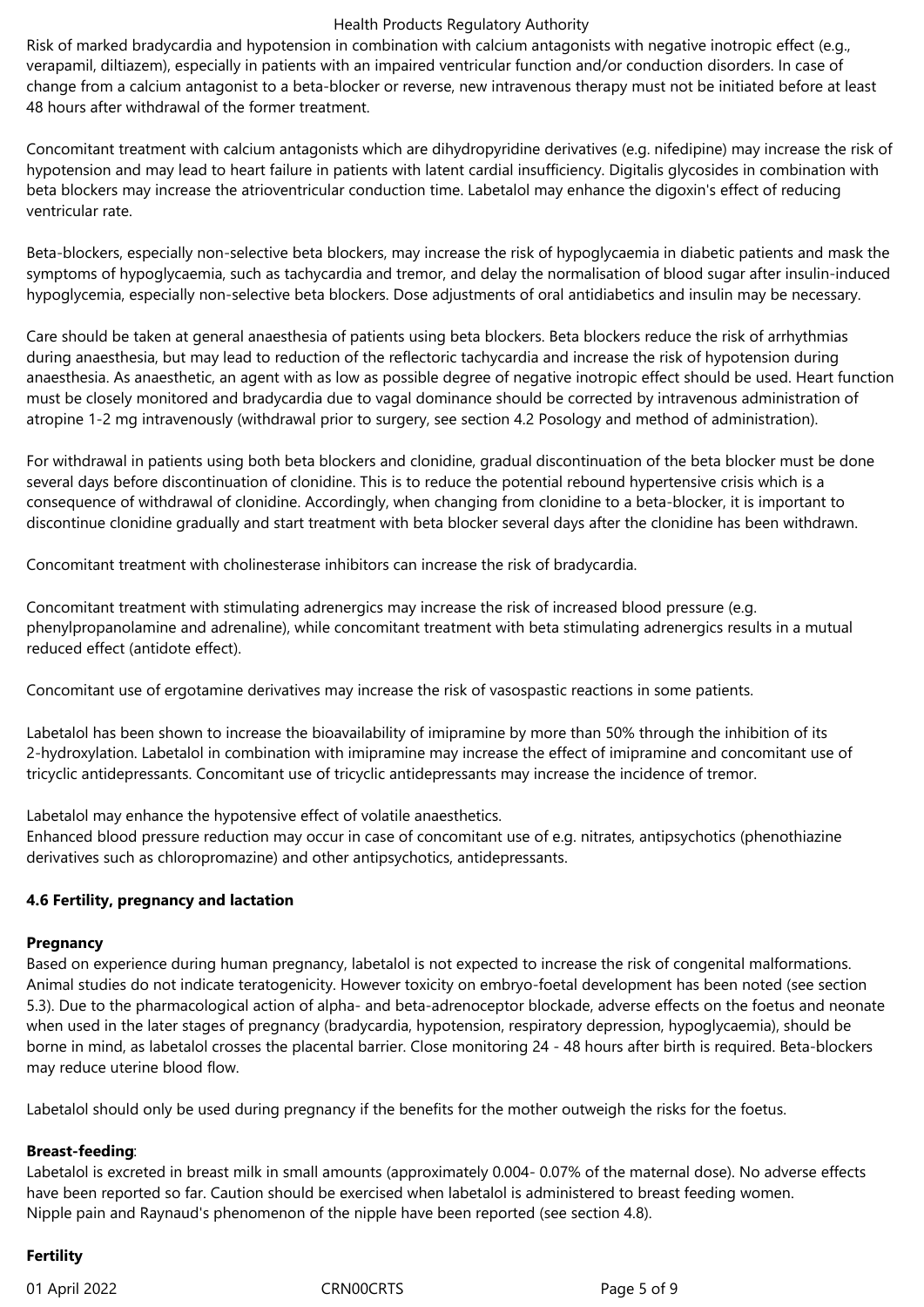Risk of marked bradycardia and hypotension in combination with calcium antagonists with negative inotropic effect (e.g., verapamil, diltiazem), especially in patients with an impaired ventricular function and/or conduction disorders. In case of change from a calcium antagonist to a beta-blocker or reverse, new intravenous therapy must not be initiated before at least 48 hours after withdrawal of the former treatment.

Concomitant treatment with calcium antagonists which are dihydropyridine derivatives (e.g. nifedipine) may increase the risk of hypotension and may lead to heart failure in patients with latent cardial insufficiency. Digitalis glycosides in combination with beta blockers may increase the atrioventricular conduction time. Labetalol may enhance the digoxin's effect of reducing ventricular rate.

Beta-blockers, especially non-selective beta blockers, may increase the risk of hypoglycaemia in diabetic patients and mask the symptoms of hypoglycaemia, such as tachycardia and tremor, and delay the normalisation of blood sugar after insulin-induced hypoglycemia, especially non-selective beta blockers. Dose adjustments of oral antidiabetics and insulin may be necessary.

Care should be taken at general anaesthesia of patients using beta blockers. Beta blockers reduce the risk of arrhythmias during anaesthesia, but may lead to reduction of the reflectoric tachycardia and increase the risk of hypotension during anaesthesia. As anaesthetic, an agent with as low as possible degree of negative inotropic effect should be used. Heart function must be closely monitored and bradycardia due to vagal dominance should be corrected by intravenous administration of atropine 1-2 mg intravenously (withdrawal prior to surgery, see section 4.2 Posology and method of administration).

For withdrawal in patients using both beta blockers and clonidine, gradual discontinuation of the beta blocker must be done several days before discontinuation of clonidine. This is to reduce the potential rebound hypertensive crisis which is a consequence of withdrawal of clonidine. Accordingly, when changing from clonidine to a beta-blocker, it is important to discontinue clonidine gradually and start treatment with beta blocker several days after the clonidine has been withdrawn.

Concomitant treatment with cholinesterase inhibitors can increase the risk of bradycardia.

Concomitant treatment with stimulating adrenergics may increase the risk of increased blood pressure (e.g. phenylpropanolamine and adrenaline), while concomitant treatment with beta stimulating adrenergics results in a mutual reduced effect (antidote effect).

Concomitant use of ergotamine derivatives may increase the risk of vasospastic reactions in some patients.

Labetalol has been shown to increase the bioavailability of imipramine by more than 50% through the inhibition of its 2-hydroxylation. Labetalol in combination with imipramine may increase the effect of imipramine and concomitant use of tricyclic antidepressants. Concomitant use of tricyclic antidepressants may increase the incidence of tremor.

Labetalol may enhance the hypotensive effect of volatile anaesthetics.
Enhanced blood pressure reduction may occur in case of concomitant use of e.g. nitrates, antipsychotics (phenothiazine derivatives such as chloropromazine) and other antipsychotics, antidepressants.

**4.6 Fertility, pregnancy and lactation**

**Pregnancy**
Based on experience during human pregnancy, labetalol is not expected to increase the risk of congenital malformations. Animal studies do not indicate teratogenicity. However toxicity on embryo-foetal development has been noted (see section 5.3). Due to the pharmacological action of alpha- and beta-adrenoceptor blockade, adverse effects on the foetus and neonate when used in the later stages of pregnancy (bradycardia, hypotension, respiratory depression, hypoglycaemia), should be borne in mind, as labetalol crosses the placental barrier. Close monitoring 24 - 48 hours after birth is required. Beta-blockers may reduce uterine blood flow.

Labetalol should only be used during pregnancy if the benefits for the mother outweigh the risks for the foetus.

**Breast-feeding**:
Labetalol is excreted in breast milk in small amounts (approximately 0.004- 0.07% of the maternal dose). No adverse effects have been reported so far. Caution should be exercised when labetalol is administered to breast feeding women.
Nipple pain and Raynaud's phenomenon of the nipple have been reported (see section 4.8).

**Fertility**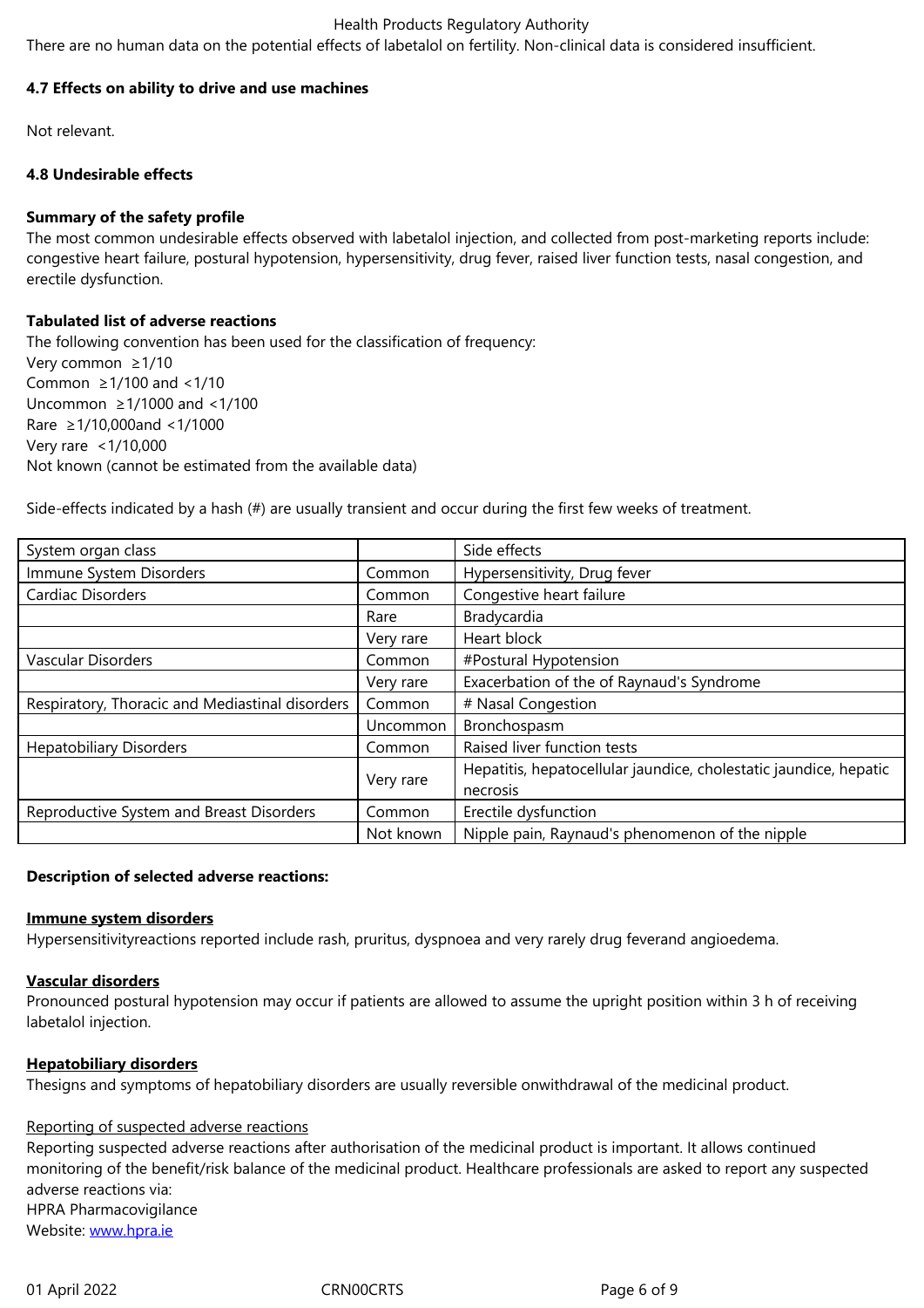There are no human data on the potential effects of labetalol on fertility. Non-clinical data is considered insufficient.

**4.7 Effects on ability to drive and use machines**

Not relevant.

**4.8 Undesirable effects**

**Summary of the safety profile**

The most common undesirable effects observed with labetalol injection, and collected from post-marketing reports include: congestive heart failure, postural hypotension, hypersensitivity, drug fever, raised liver function tests, nasal congestion, and erectile dysfunction.

**Tabulated list of adverse reactions**

The following convention has been used for the classification of frequency:
Very common ≥1/10
Common ≥1/100 and <1/10
Uncommon ≥1/1000 and <1/100
Rare ≥1/10,000and <1/1000
Very rare <1/10,000
Not known (cannot be estimated from the available data)

Side-effects indicated by a hash (#) are usually transient and occur during the first few weeks of treatment.

| System organ class | | Side effects |
|---|---|---|
| Immune System Disorders | Common | Hypersensitivity, Drug fever |
| Cardiac Disorders | Common | Congestive heart failure |
| | Rare | Bradycardia |
| | Very rare | Heart block |
| Vascular Disorders | Common | #Postural Hypotension |
| | Very rare | Exacerbation of the of Raynaud's Syndrome |
| Respiratory, Thoracic and Mediastinal disorders | Common | # Nasal Congestion |
| | Uncommon | Bronchospasm |
| Hepatobiliary Disorders | Common | Raised liver function tests |
| | Very rare | Hepatitis, hepatocellular jaundice, cholestatic jaundice, hepatic necrosis |
| Reproductive System and Breast Disorders | Common | Erectile dysfunction |
| | Not known | Nipple pain, Raynaud's phenomenon of the nipple |

**Description of selected adverse reactions:**

**Immune system disorders**

Hypersensitivityreactions reported include rash, pruritus, dyspnoea and very rarely drug feverand angioedema.

**Vascular disorders**

Pronounced postural hypotension may occur if patients are allowed to assume the upright position within 3 h of receiving labetalol injection.

**Hepatobiliary disorders**

Thesigns and symptoms of hepatobiliary disorders are usually reversible onwithdrawal of the medicinal product.

Reporting of suspected adverse reactions

Reporting suspected adverse reactions after authorisation of the medicinal product is important. It allows continued monitoring of the benefit/risk balance of the medicinal product. Healthcare professionals are asked to report any suspected adverse reactions via:
HPRA Pharmacovigilance
Website: www.hpra.ie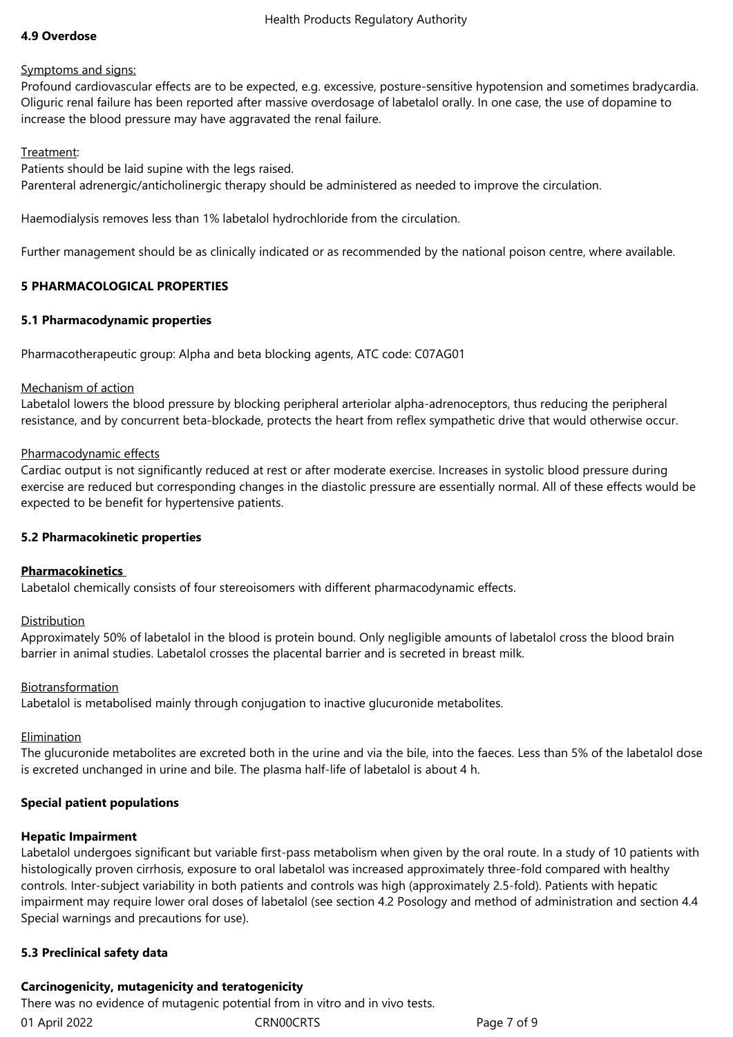**4.9 Overdose**

Symptoms and signs:

Profound cardiovascular effects are to be expected, e.g. excessive, posture-sensitive hypotension and sometimes bradycardia. Oliguric renal failure has been reported after massive overdosage of labetalol orally. In one case, the use of dopamine to increase the blood pressure may have aggravated the renal failure.

Treatment:

Patients should be laid supine with the legs raised.

Parenteral adrenergic/anticholinergic therapy should be administered as needed to improve the circulation.

Haemodialysis removes less than 1% labetalol hydrochloride from the circulation.

Further management should be as clinically indicated or as recommended by the national poison centre, where available.

## 5 PHARMACOLOGICAL PROPERTIES

### 5.1 Pharmacodynamic properties

Pharmacotherapeutic group: Alpha and beta blocking agents, ATC code: C07AG01

Mechanism of action

Labetalol lowers the blood pressure by blocking peripheral arteriolar alpha-adrenoceptors, thus reducing the peripheral resistance, and by concurrent beta-blockade, protects the heart from reflex sympathetic drive that would otherwise occur.

Pharmacodynamic effects

Cardiac output is not significantly reduced at rest or after moderate exercise. Increases in systolic blood pressure during exercise are reduced but corresponding changes in the diastolic pressure are essentially normal. All of these effects would be expected to be benefit for hypertensive patients.

### 5.2 Pharmacokinetic properties

**Pharmacokinetics**

Labetalol chemically consists of four stereoisomers with different pharmacodynamic effects.

Distribution

Approximately 50% of labetalol in the blood is protein bound. Only negligible amounts of labetalol cross the blood brain barrier in animal studies. Labetalol crosses the placental barrier and is secreted in breast milk.

Biotransformation

Labetalol is metabolised mainly through conjugation to inactive glucuronide metabolites.

Elimination

The glucuronide metabolites are excreted both in the urine and via the bile, into the faeces. Less than 5% of the labetalol dose is excreted unchanged in urine and bile. The plasma half-life of labetalol is about 4 h.

**Special patient populations**

**Hepatic Impairment**

Labetalol undergoes significant but variable first-pass metabolism when given by the oral route. In a study of 10 patients with histologically proven cirrhosis, exposure to oral labetalol was increased approximately three-fold compared with healthy controls. Inter-subject variability in both patients and controls was high (approximately 2.5-fold). Patients with hepatic impairment may require lower oral doses of labetalol (see section 4.2 Posology and method of administration and section 4.4 Special warnings and precautions for use).

### 5.3 Preclinical safety data

**Carcinogenicity, mutagenicity and teratogenicity**

There was no evidence of mutagenic potential from in vitro and in vivo tests.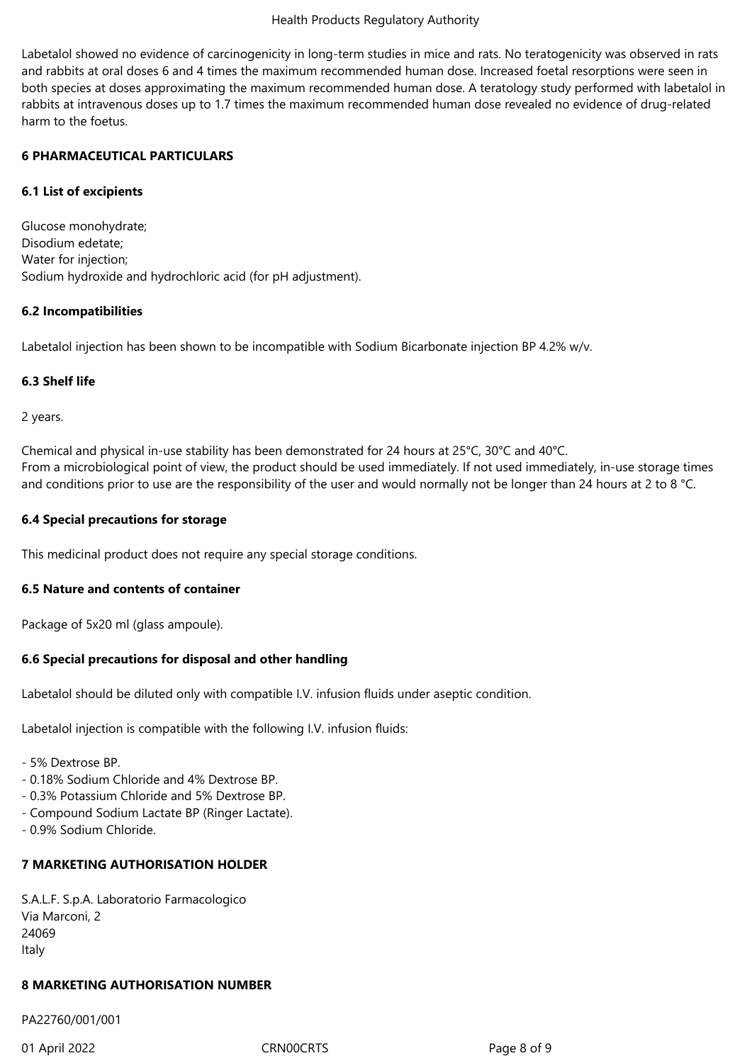Labetalol showed no evidence of carcinogenicity in long-term studies in mice and rats. No teratogenicity was observed in rats and rabbits at oral doses 6 and 4 times the maximum recommended human dose. Increased foetal resorptions were seen in both species at doses approximating the maximum recommended human dose. A teratology study performed with labetalol in rabbits at intravenous doses up to 1.7 times the maximum recommended human dose revealed no evidence of drug-related harm to the foetus.

## 6 PHARMACEUTICAL PARTICULARS

### 6.1 List of excipients

Glucose monohydrate;
Disodium edetate;
Water for injection;
Sodium hydroxide and hydrochloric acid (for pH adjustment).

### 6.2 Incompatibilities

Labetalol injection has been shown to be incompatible with Sodium Bicarbonate injection BP 4.2% w/v.

### 6.3 Shelf life

2 years.

Chemical and physical in-use stability has been demonstrated for 24 hours at 25°C, 30°C and 40°C.
From a microbiological point of view, the product should be used immediately. If not used immediately, in-use storage times and conditions prior to use are the responsibility of the user and would normally not be longer than 24 hours at 2 to 8 °C.

### 6.4 Special precautions for storage

This medicinal product does not require any special storage conditions.

### 6.5 Nature and contents of container

Package of 5x20 ml (glass ampoule).

### 6.6 Special precautions for disposal and other handling

Labetalol should be diluted only with compatible I.V. infusion fluids under aseptic condition.

Labetalol injection is compatible with the following I.V. infusion fluids:

- 5% Dextrose BP.
- 0.18% Sodium Chloride and 4% Dextrose BP.
- 0.3% Potassium Chloride and 5% Dextrose BP.
- Compound Sodium Lactate BP (Ringer Lactate).
- 0.9% Sodium Chloride.

## 7 MARKETING AUTHORISATION HOLDER

S.A.L.F. S.p.A. Laboratorio Farmacologico
Via Marconi, 2
24069
Italy

## 8 MARKETING AUTHORISATION NUMBER

PA22760/001/001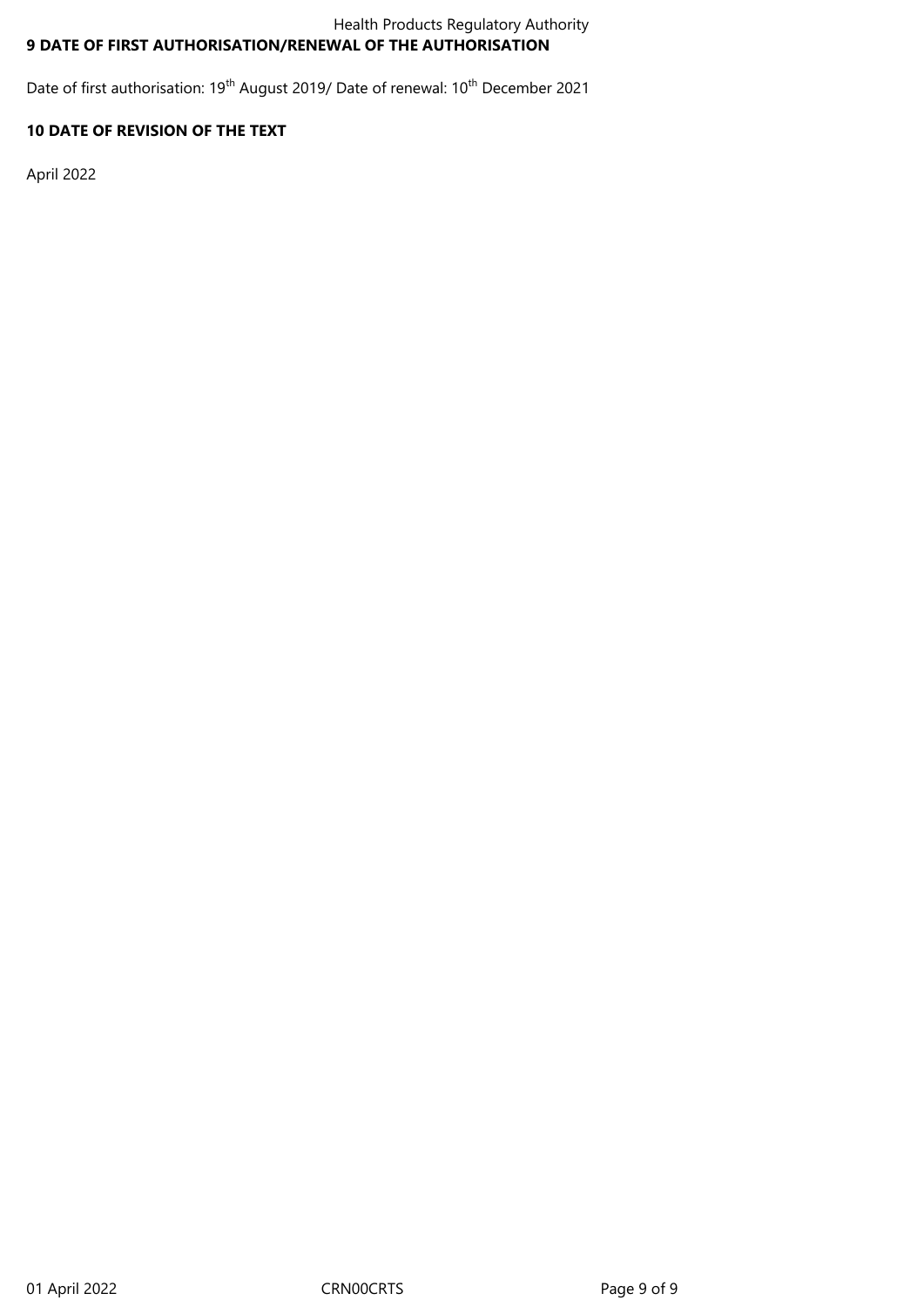## 9 DATE OF FIRST AUTHORISATION/RENEWAL OF THE AUTHORISATION

Date of first authorisation: 19th August 2019/ Date of renewal: 10th December 2021

## 10 DATE OF REVISION OF THE TEXT

April 2022